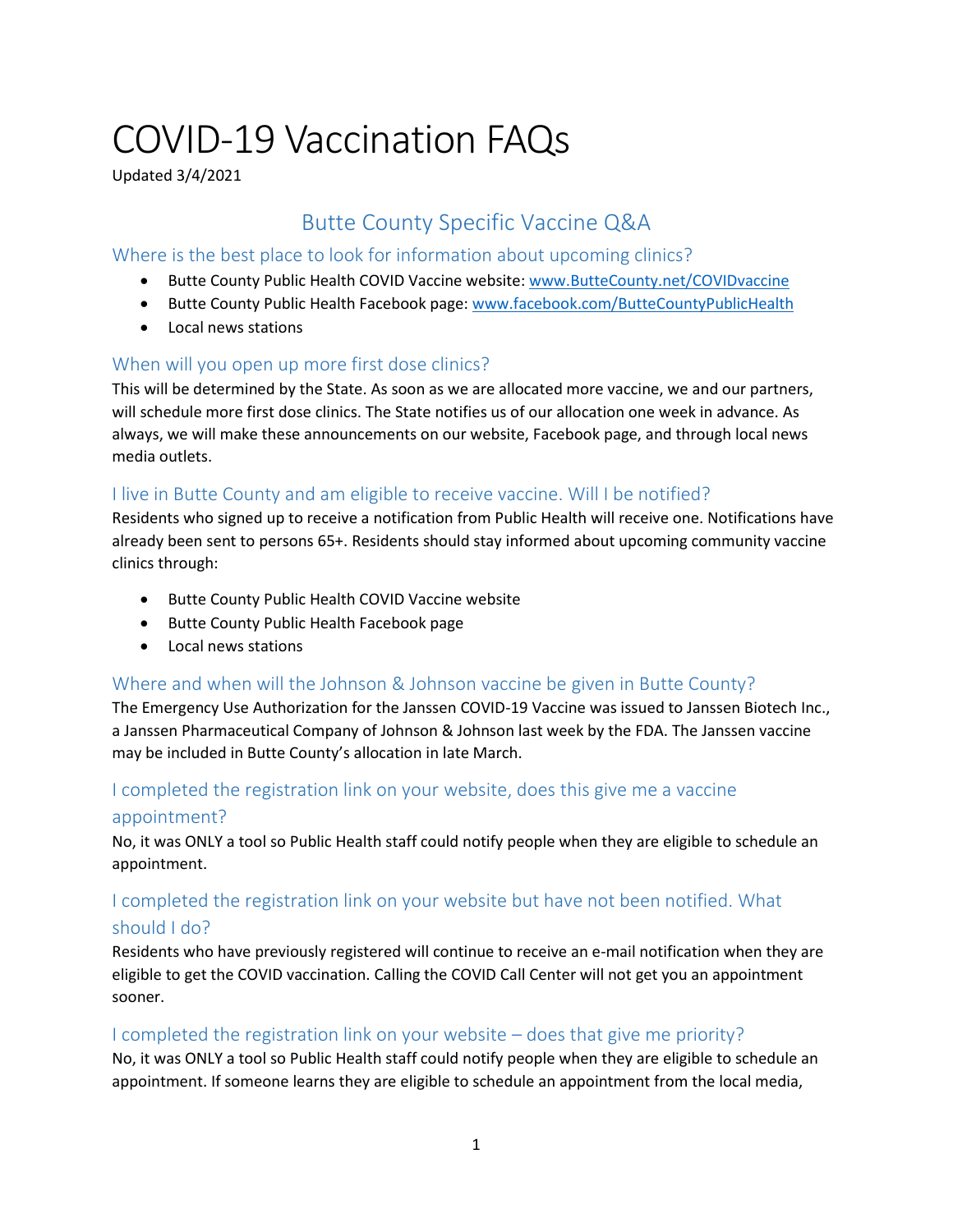# COVID-19 Vaccination FAQs

Updated 3/4/2021

## Butte County Specific Vaccine Q&A

### Where is the best place to look for information about upcoming clinics?

- Butte County Public Health COVID Vaccine website: www.ButteCounty.net/COVIDvaccine
- Butte County Public Health Facebook page: www.facebook.com/ButteCountyPublicHealth
- Local news stations

### When will you open up more first dose clinics?

This will be determined by the State. As soon as we are allocated more vaccine, we and our partners, will schedule more first dose clinics. The State notifies us of our allocation one week in advance. As always, we will make these announcements on our website, Facebook page, and through local news media outlets.

### I live in Butte County and am eligible to receive vaccine. Will I be notified?

Residents who signed up to receive a notification from Public Health will receive one. Notifications have already been sent to persons 65+. Residents should stay informed about upcoming community vaccine clinics through:

- Butte County Public Health COVID Vaccine website
- Butte County Public Health Facebook page
- Local news stations

### Where and when will the Johnson & Johnson vaccine be given in Butte County?

The Emergency Use Authorization for the Janssen COVID-19 Vaccine was issued to Janssen Biotech Inc., a Janssen Pharmaceutical Company of Johnson & Johnson last week by the FDA. The Janssen vaccine may be included in Butte County's allocation in late March.

### I completed the registration link on your website, does this give me a vaccine appointment?

No, it was ONLY a tool so Public Health staff could notify people when they are eligible to schedule an appointment.

### I completed the registration link on your website but have not been notified. What should I do?

Residents who have previously registered will continue to receive an e-mail notification when they are eligible to get the COVID vaccination. Calling the COVID Call Center will not get you an appointment sooner.

### I completed the registration link on your website – does that give me priority?

No, it was ONLY a tool so Public Health staff could notify people when they are eligible to schedule an appointment. If someone learns they are eligible to schedule an appointment from the local media,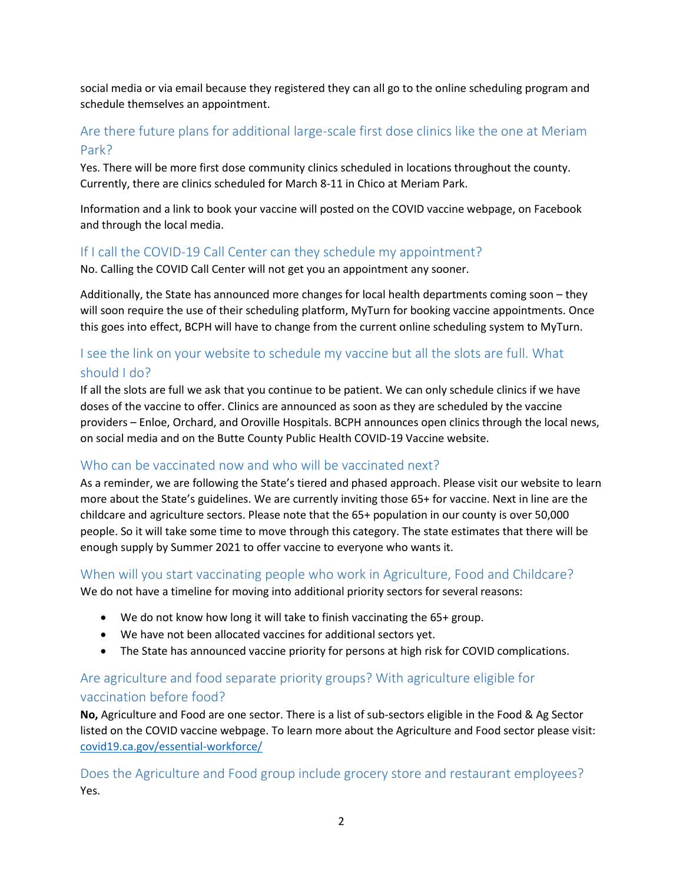social media or via email because they registered they can all go to the online scheduling program and schedule themselves an appointment.

## Are there future plans for additional large-scale first dose clinics like the one at Meriam Park?

Yes. There will be more first dose community clinics scheduled in locations throughout the county. Currently, there are clinics scheduled for March 8-11 in Chico at Meriam Park.

Information and a link to book your vaccine will posted on the COVID vaccine webpage, on Facebook and through the local media.

## If I call the COVID-19 Call Center can they schedule my appointment?

No. Calling the COVID Call Center will not get you an appointment any sooner.

Additionally, the State has announced more changes for local health departments coming soon – they will soon require the use of their scheduling platform, MyTurn for booking vaccine appointments. Once this goes into effect, BCPH will have to change from the current online scheduling system to MyTurn.

## I see the link on your website to schedule my vaccine but all the slots are full. What should I do?

If all the slots are full we ask that you continue to be patient. We can only schedule clinics if we have doses of the vaccine to offer. Clinics are announced as soon as they are scheduled by the vaccine providers – Enloe, Orchard, and Oroville Hospitals. BCPH announces open clinics through the local news, on social media and on the Butte County Public Health COVID-19 Vaccine website.

## Who can be vaccinated now and who will be vaccinated next?

As a reminder, we are following the State's tiered and phased approach. Please visit our website to learn more about the State's guidelines. We are currently inviting those 65+ for vaccine. Next in line are the childcare and agriculture sectors. Please note that the 65+ population in our county is over 50,000 people. So it will take some time to move through this category. The state estimates that there will be enough supply by Summer 2021 to offer vaccine to everyone who wants it.

## When will you start vaccinating people who work in Agriculture, Food and Childcare?

We do not have a timeline for moving into additional priority sectors for several reasons:

- We do not know how long it will take to finish vaccinating the 65+ group.
- We have not been allocated vaccines for additional sectors yet.
- The State has announced vaccine priority for persons at high risk for COVID complications.

## Are agriculture and food separate priority groups? With agriculture eligible for vaccination before food?

**No,** Agriculture and Food are one sector. There is a list of sub-sectors eligible in the Food & Ag Sector listed on the COVID vaccine webpage. To learn more about the Agriculture and Food sector please visit: [covid19.ca.gov/essential-workforce/](covid19.ca.gov/essential-workforce/)

## Does the Agriculture and Food group include grocery store and restaurant employees?

Yes.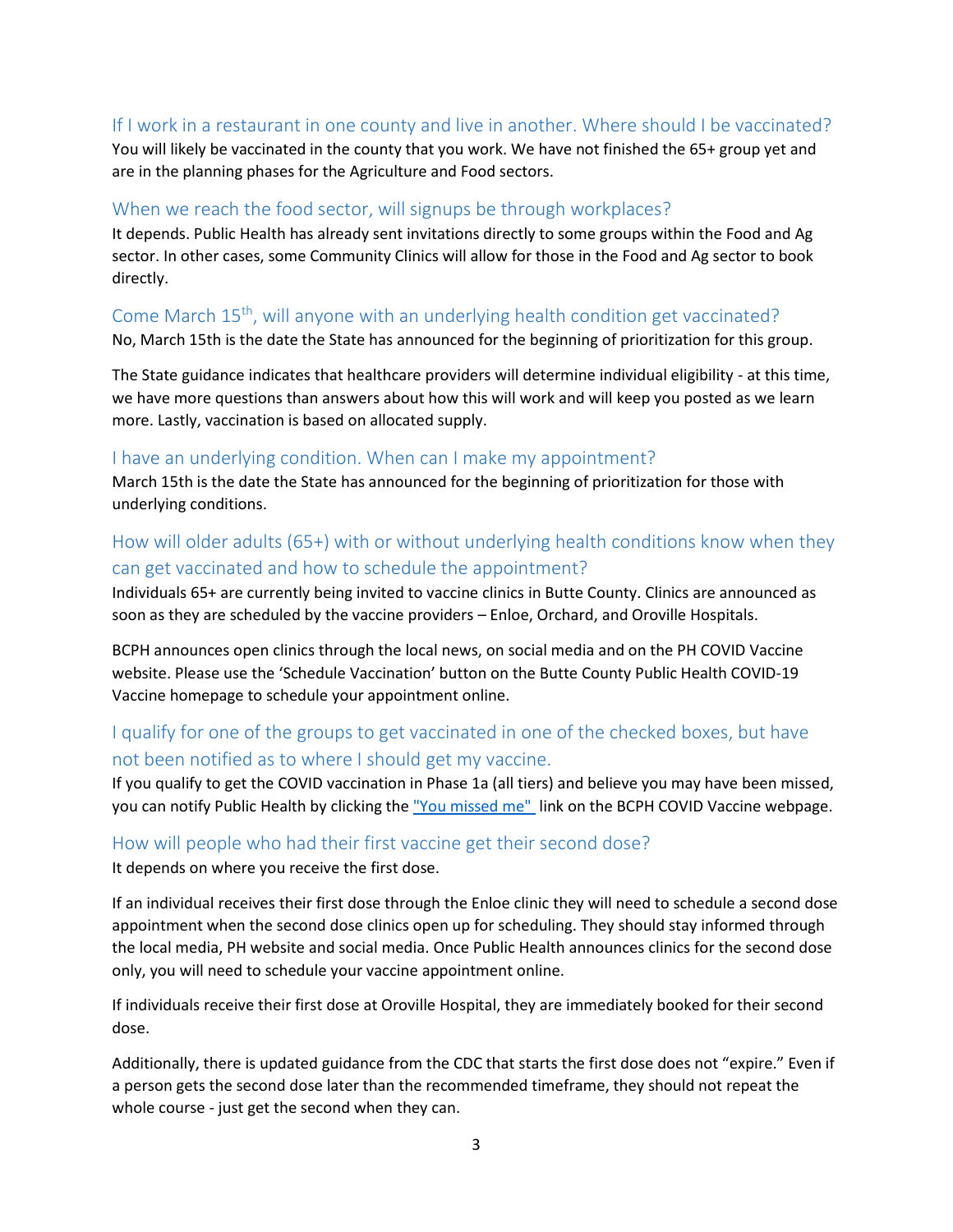## If I work in a restaurant in one county and live in another. Where should I be vaccinated?

You will likely be vaccinated in the county that you work. We have not finished the 65+ group yet and are in the planning phases for the Agriculture and Food sectors.

## When we reach the food sector, will signups be through workplaces?

It depends. Public Health has already sent invitations directly to some groups within the Food and Ag sector. In other cases, some Community Clinics will allow for those in the Food and Ag sector to book directly.

## Come March 15th, will anyone with an underlying health condition get vaccinated?

No, March 15th is the date the State has announced for the beginning of prioritization for this group.

The State guidance indicates that healthcare providers will determine individual eligibility - at this time, we have more questions than answers about how this will work and will keep you posted as we learn more. Lastly, vaccination is based on allocated supply.

## I have an underlying condition. When can I make my appointment?

March 15th is the date the State has announced for the beginning of prioritization for those with underlying conditions.

## How will older adults (65+) with or without underlying health conditions know when they can get vaccinated and how to schedule the appointment?

Individuals 65+ are currently being invited to vaccine clinics in Butte County. Clinics are announced as soon as they are scheduled by the vaccine providers – Enloe, Orchard, and Oroville Hospitals.

BCPH announces open clinics through the local news, on social media and on the PH COVID Vaccine website. Please use the 'Schedule Vaccination' button on the Butte County Public Health COVID-19 Vaccine homepage to schedule your appointment online.

## I qualify for one of the groups to get vaccinated in one of the checked boxes, but have not been notified as to where I should get my vaccine.

If you qualify to get the COVID vaccination in Phase 1a (all tiers) and believe you may have been missed, you can notify Public Health by clicking the "You missed me" link on the BCPH COVID Vaccine webpage.

## How will people who had their first vaccine get their second dose?

It depends on where you receive the first dose.

If an individual receives their first dose through the Enloe clinic they will need to schedule a second dose appointment when the second dose clinics open up for scheduling. They should stay informed through the local media, PH website and social media. Once Public Health announces clinics for the second dose only, you will need to schedule your vaccine appointment online.

If individuals receive their first dose at Oroville Hospital, they are immediately booked for their second dose.

Additionally, there is updated guidance from the CDC that starts the first dose does not "expire." Even if a person gets the second dose later than the recommended timeframe, they should not repeat the whole course - just get the second when they can.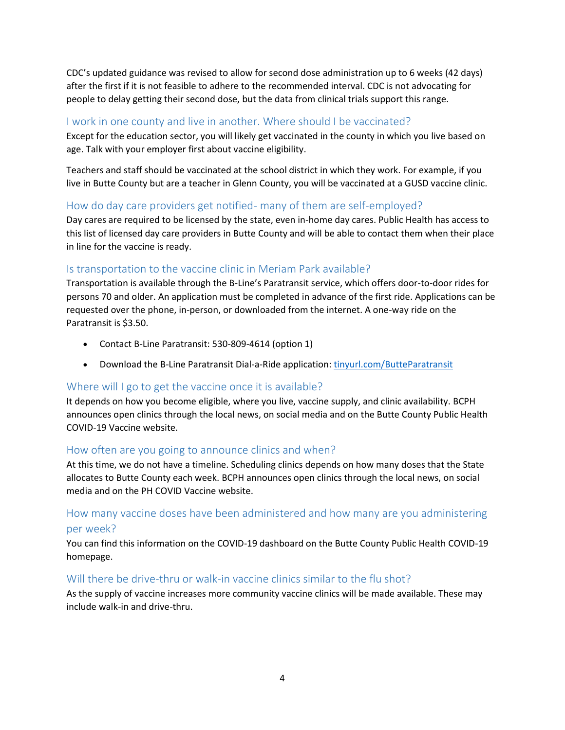CDC's updated guidance was revised to allow for second dose administration up to 6 weeks (42 days) after the first if it is not feasible to adhere to the recommended interval. CDC is not advocating for people to delay getting their second dose, but the data from clinical trials support this range.

## I work in one county and live in another. Where should I be vaccinated?

Except for the education sector, you will likely get vaccinated in the county in which you live based on age. Talk with your employer first about vaccine eligibility.

Teachers and staff should be vaccinated at the school district in which they work. For example, if you live in Butte County but are a teacher in Glenn County, you will be vaccinated at a GUSD vaccine clinic.

## How do day care providers get notified- many of them are self-employed?

Day cares are required to be licensed by the state, even in-home day cares. Public Health has access to this list of licensed day care providers in Butte County and will be able to contact them when their place in line for the vaccine is ready.

## Is transportation to the vaccine clinic in Meriam Park available?

Transportation is available through the B-Line's Paratransit service, which offers door-to-door rides for persons 70 and older. An application must be completed in advance of the first ride. Applications can be requested over the phone, in-person, or downloaded from the internet. A one-way ride on the Paratransit is $3.50.

- Contact B-Line Paratransit: 530-809-4614 (option 1)
- Download the B-Line Paratransit Dial-a-Ride application: [tinyurl.com/ButteParatransit](tinyurl.com/ButteParatransit)

## Where will I go to get the vaccine once it is available?

It depends on how you become eligible, where you live, vaccine supply, and clinic availability. BCPH announces open clinics through the local news, on social media and on the Butte County Public Health COVID-19 Vaccine website.

## How often are you going to announce clinics and when?

At this time, we do not have a timeline. Scheduling clinics depends on how many doses that the State allocates to Butte County each week. BCPH announces open clinics through the local news, on social media and on the PH COVID Vaccine website.

## How many vaccine doses have been administered and how many are you administering per week?

You can find this information on the COVID-19 dashboard on the Butte County Public Health COVID-19 homepage.

## Will there be drive-thru or walk-in vaccine clinics similar to the flu shot?

As the supply of vaccine increases more community vaccine clinics will be made available. These may include walk-in and drive-thru.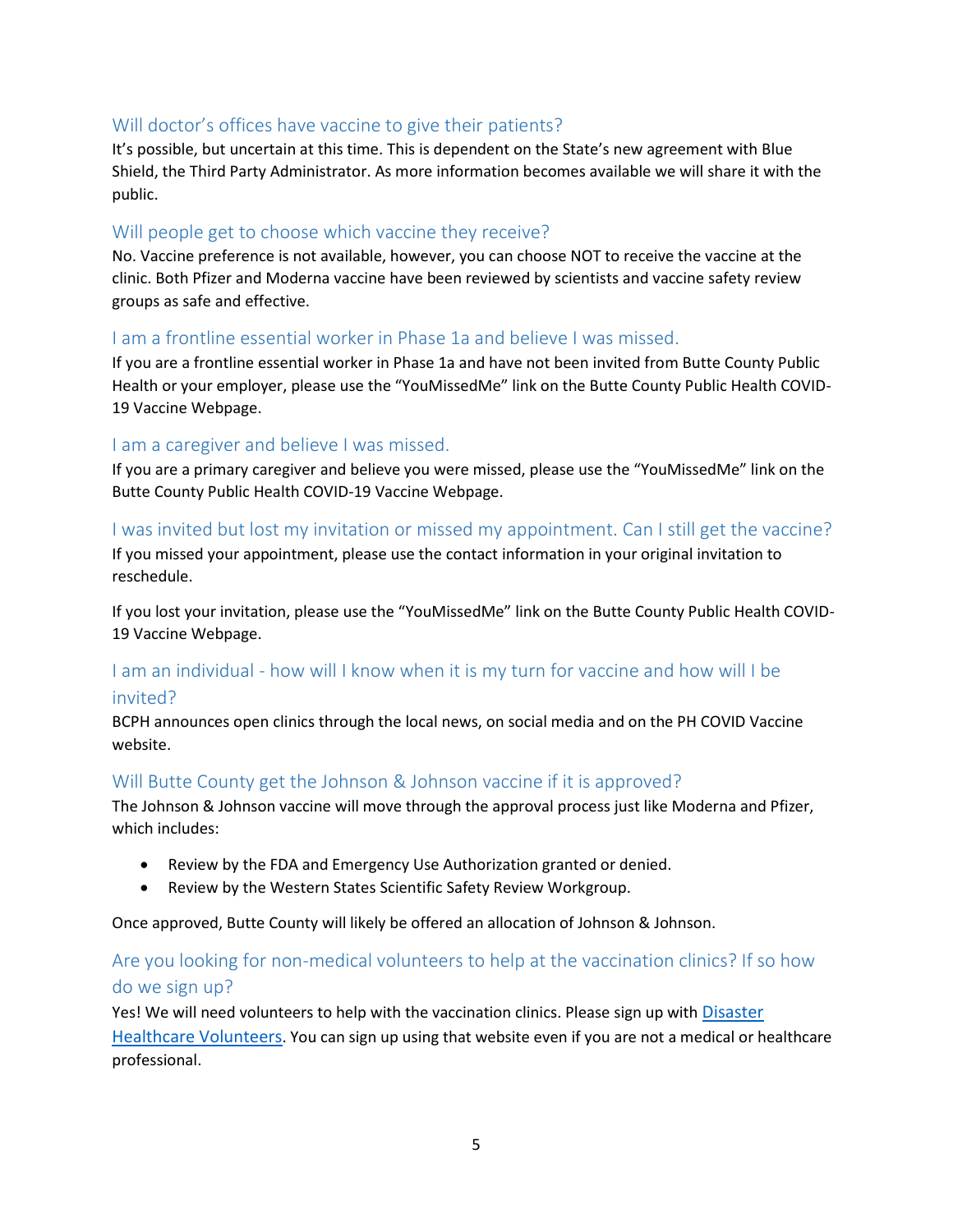## Will doctor's offices have vaccine to give their patients?

It's possible, but uncertain at this time. This is dependent on the State's new agreement with Blue Shield, the Third Party Administrator. As more information becomes available we will share it with the public.

## Will people get to choose which vaccine they receive?

No. Vaccine preference is not available, however, you can choose NOT to receive the vaccine at the clinic. Both Pfizer and Moderna vaccine have been reviewed by scientists and vaccine safety review groups as safe and effective.

## I am a frontline essential worker in Phase 1a and believe I was missed.

If you are a frontline essential worker in Phase 1a and have not been invited from Butte County Public Health or your employer, please use the "YouMissedMe" link on the Butte County Public Health COVID-19 Vaccine Webpage.

## I am a caregiver and believe I was missed.

If you are a primary caregiver and believe you were missed, please use the "YouMissedMe" link on the Butte County Public Health COVID-19 Vaccine Webpage.

## I was invited but lost my invitation or missed my appointment. Can I still get the vaccine?

If you missed your appointment, please use the contact information in your original invitation to reschedule.

If you lost your invitation, please use the "YouMissedMe" link on the Butte County Public Health COVID-19 Vaccine Webpage.

## I am an individual - how will I know when it is my turn for vaccine and how will I be invited?

BCPH announces open clinics through the local news, on social media and on the PH COVID Vaccine website.

## Will Butte County get the Johnson & Johnson vaccine if it is approved?

The Johnson & Johnson vaccine will move through the approval process just like Moderna and Pfizer, which includes:

- Review by the FDA and Emergency Use Authorization granted or denied.
- Review by the Western States Scientific Safety Review Workgroup.

Once approved, Butte County will likely be offered an allocation of Johnson & Johnson.

## Are you looking for non-medical volunteers to help at the vaccination clinics? If so how do we sign up?

Yes! We will need volunteers to help with the vaccination clinics. Please sign up with Disaster Healthcare Volunteers. You can sign up using that website even if you are not a medical or healthcare professional.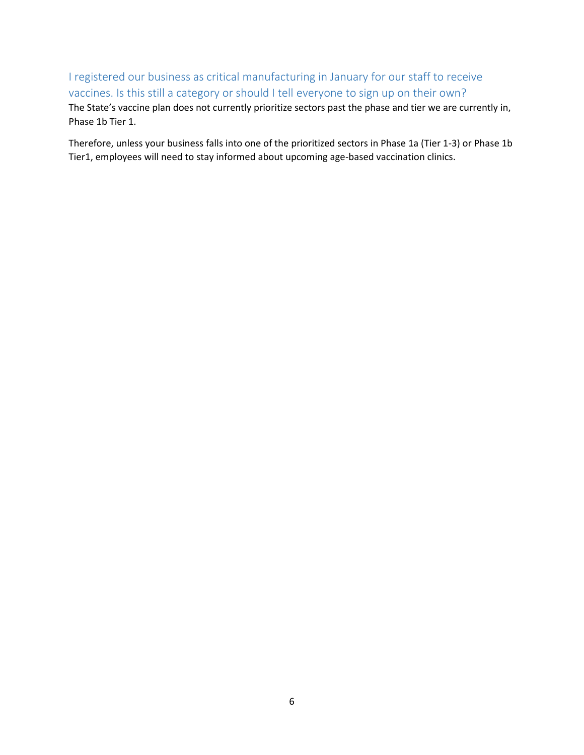### I registered our business as critical manufacturing in January for our staff to receive vaccines. Is this still a category or should I tell everyone to sign up on their own?

The State's vaccine plan does not currently prioritize sectors past the phase and tier we are currently in, Phase 1b Tier 1.

Therefore, unless your business falls into one of the prioritized sectors in Phase 1a (Tier 1-3) or Phase 1b Tier1, employees will need to stay informed about upcoming age-based vaccination clinics.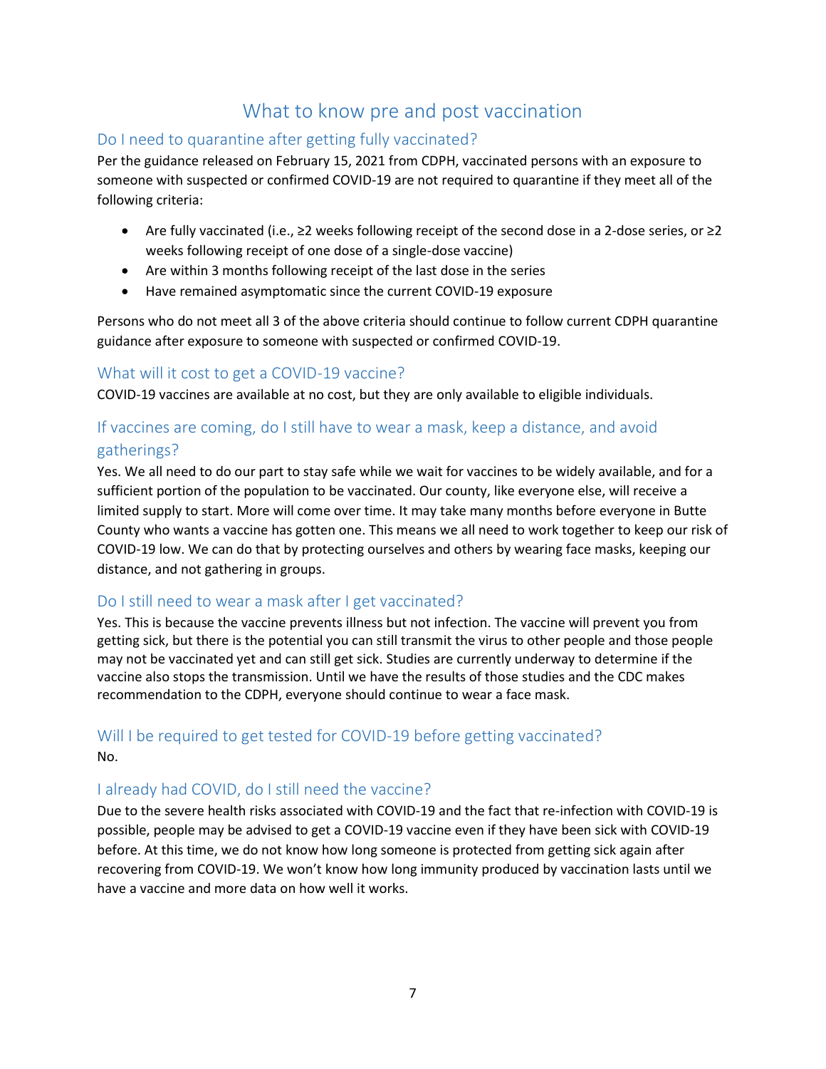# What to know pre and post vaccination

## Do I need to quarantine after getting fully vaccinated?

Per the guidance released on February 15, 2021 from CDPH, vaccinated persons with an exposure to someone with suspected or confirmed COVID-19 are not required to quarantine if they meet all of the following criteria:

- Are fully vaccinated (i.e., ≥2 weeks following receipt of the second dose in a 2-dose series, or ≥2 weeks following receipt of one dose of a single-dose vaccine)
- Are within 3 months following receipt of the last dose in the series
- Have remained asymptomatic since the current COVID-19 exposure

Persons who do not meet all 3 of the above criteria should continue to follow current CDPH quarantine guidance after exposure to someone with suspected or confirmed COVID-19.

## What will it cost to get a COVID-19 vaccine?

COVID-19 vaccines are available at no cost, but they are only available to eligible individuals.

## If vaccines are coming, do I still have to wear a mask, keep a distance, and avoid gatherings?

Yes. We all need to do our part to stay safe while we wait for vaccines to be widely available, and for a sufficient portion of the population to be vaccinated. Our county, like everyone else, will receive a limited supply to start. More will come over time. It may take many months before everyone in Butte County who wants a vaccine has gotten one. This means we all need to work together to keep our risk of COVID-19 low. We can do that by protecting ourselves and others by wearing face masks, keeping our distance, and not gathering in groups.

## Do I still need to wear a mask after I get vaccinated?

Yes. This is because the vaccine prevents illness but not infection. The vaccine will prevent you from getting sick, but there is the potential you can still transmit the virus to other people and those people may not be vaccinated yet and can still get sick. Studies are currently underway to determine if the vaccine also stops the transmission. Until we have the results of those studies and the CDC makes recommendation to the CDPH, everyone should continue to wear a face mask.

## Will I be required to get tested for COVID-19 before getting vaccinated?

No.

## I already had COVID, do I still need the vaccine?

Due to the severe health risks associated with COVID-19 and the fact that re-infection with COVID-19 is possible, people may be advised to get a COVID-19 vaccine even if they have been sick with COVID-19 before. At this time, we do not know how long someone is protected from getting sick again after recovering from COVID-19. We won't know how long immunity produced by vaccination lasts until we have a vaccine and more data on how well it works.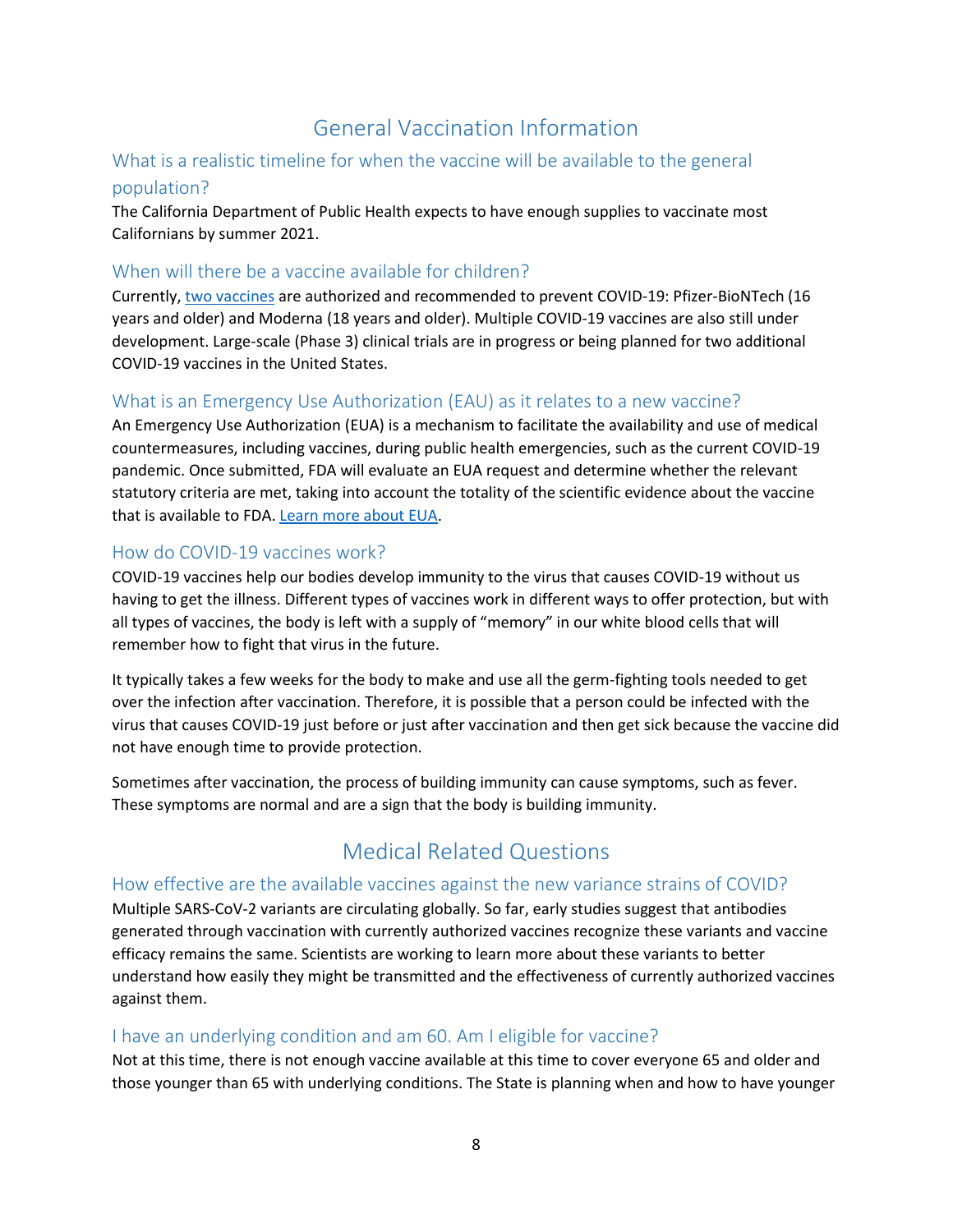# General Vaccination Information

## What is a realistic timeline for when the vaccine will be available to the general population?

The California Department of Public Health expects to have enough supplies to vaccinate most Californians by summer 2021.

## When will there be a vaccine available for children?

Currently, [two vaccines]() are authorized and recommended to prevent COVID-19: Pfizer-BioNTech (16 years and older) and Moderna (18 years and older). Multiple COVID-19 vaccines are also still under development. Large-scale (Phase 3) clinical trials are in progress or being planned for two additional COVID-19 vaccines in the United States.

## What is an Emergency Use Authorization (EAU) as it relates to a new vaccine?

An Emergency Use Authorization (EUA) is a mechanism to facilitate the availability and use of medical countermeasures, including vaccines, during public health emergencies, such as the current COVID-19 pandemic. Once submitted, FDA will evaluate an EUA request and determine whether the relevant statutory criteria are met, taking into account the totality of the scientific evidence about the vaccine that is available to FDA. [Learn more about EUA]().

## How do COVID-19 vaccines work?

COVID-19 vaccines help our bodies develop immunity to the virus that causes COVID-19 without us having to get the illness. Different types of vaccines work in different ways to offer protection, but with all types of vaccines, the body is left with a supply of "memory" in our white blood cells that will remember how to fight that virus in the future.

It typically takes a few weeks for the body to make and use all the germ-fighting tools needed to get over the infection after vaccination. Therefore, it is possible that a person could be infected with the virus that causes COVID-19 just before or just after vaccination and then get sick because the vaccine did not have enough time to provide protection.

Sometimes after vaccination, the process of building immunity can cause symptoms, such as fever. These symptoms are normal and are a sign that the body is building immunity.

# Medical Related Questions

## How effective are the available vaccines against the new variance strains of COVID?

Multiple SARS-CoV-2 variants are circulating globally. So far, early studies suggest that antibodies generated through vaccination with currently authorized vaccines recognize these variants and vaccine efficacy remains the same. Scientists are working to learn more about these variants to better understand how easily they might be transmitted and the effectiveness of currently authorized vaccines against them.

## I have an underlying condition and am 60. Am I eligible for vaccine?

Not at this time, there is not enough vaccine available at this time to cover everyone 65 and older and those younger than 65 with underlying conditions. The State is planning when and how to have younger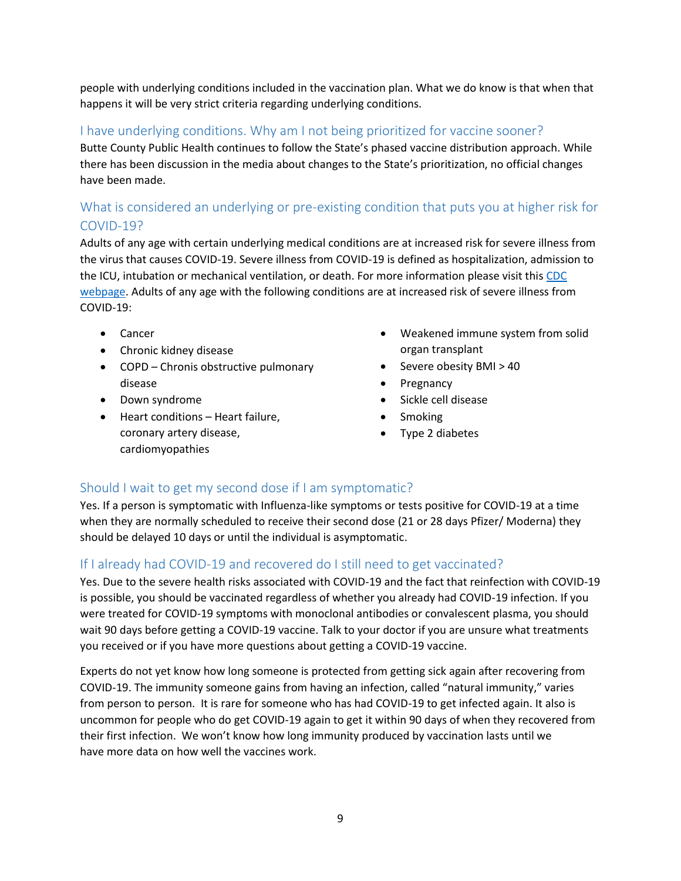people with underlying conditions included in the vaccination plan. What we do know is that when that happens it will be very strict criteria regarding underlying conditions.

## I have underlying conditions. Why am I not being prioritized for vaccine sooner?

Butte County Public Health continues to follow the State's phased vaccine distribution approach. While there has been discussion in the media about changes to the State's prioritization, no official changes have been made.

## What is considered an underlying or pre-existing condition that puts you at higher risk for COVID-19?

Adults of any age with certain underlying medical conditions are at increased risk for severe illness from the virus that causes COVID-19. Severe illness from COVID-19 is defined as hospitalization, admission to the ICU, intubation or mechanical ventilation, or death. For more information please visit this CDC webpage. Adults of any age with the following conditions are at increased risk of severe illness from COVID-19:

- Cancer
- Chronic kidney disease
- COPD – Chronis obstructive pulmonary disease
- Down syndrome
- Heart conditions – Heart failure, coronary artery disease, cardiomyopathies
- Weakened immune system from solid organ transplant
- Severe obesity BMI > 40
- Pregnancy
- Sickle cell disease
- Smoking
- Type 2 diabetes

## Should I wait to get my second dose if I am symptomatic?

Yes. If a person is symptomatic with Influenza-like symptoms or tests positive for COVID-19 at a time when they are normally scheduled to receive their second dose (21 or 28 days Pfizer/ Moderna) they should be delayed 10 days or until the individual is asymptomatic.

## If I already had COVID-19 and recovered do I still need to get vaccinated?

Yes. Due to the severe health risks associated with COVID-19 and the fact that reinfection with COVID-19 is possible, you should be vaccinated regardless of whether you already had COVID-19 infection. If you were treated for COVID-19 symptoms with monoclonal antibodies or convalescent plasma, you should wait 90 days before getting a COVID-19 vaccine. Talk to your doctor if you are unsure what treatments you received or if you have more questions about getting a COVID-19 vaccine.

Experts do not yet know how long someone is protected from getting sick again after recovering from COVID-19. The immunity someone gains from having an infection, called "natural immunity," varies from person to person. It is rare for someone who has had COVID-19 to get infected again. It also is uncommon for people who do get COVID-19 again to get it within 90 days of when they recovered from their first infection. We won't know how long immunity produced by vaccination lasts until we have more data on how well the vaccines work.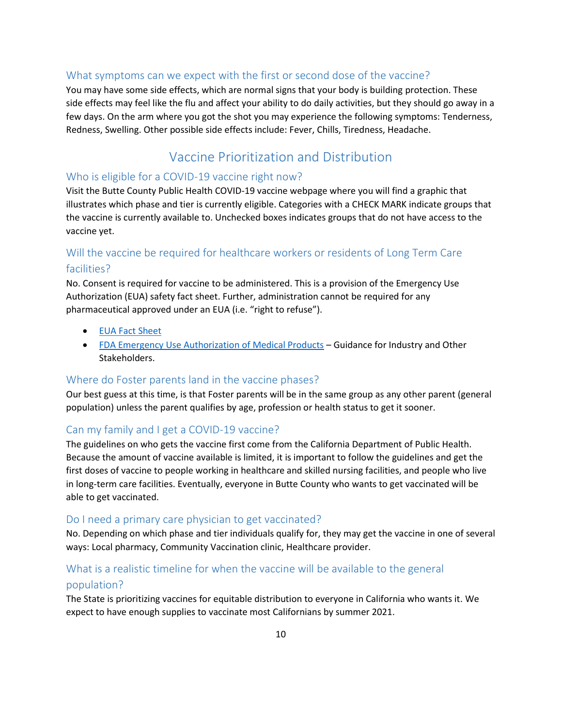### What symptoms can we expect with the first or second dose of the vaccine?

You may have some side effects, which are normal signs that your body is building protection. These side effects may feel like the flu and affect your ability to do daily activities, but they should go away in a few days. On the arm where you got the shot you may experience the following symptoms: Tenderness, Redness, Swelling. Other possible side effects include: Fever, Chills, Tiredness, Headache.

## Vaccine Prioritization and Distribution

### Who is eligible for a COVID-19 vaccine right now?

Visit the Butte County Public Health COVID-19 vaccine webpage where you will find a graphic that illustrates which phase and tier is currently eligible. Categories with a CHECK MARK indicate groups that the vaccine is currently available to. Unchecked boxes indicates groups that do not have access to the vaccine yet.

### Will the vaccine be required for healthcare workers or residents of Long Term Care facilities?

No. Consent is required for vaccine to be administered. This is a provision of the Emergency Use Authorization (EUA) safety fact sheet. Further, administration cannot be required for any pharmaceutical approved under an EUA (i.e. "right to refuse").

- EUA Fact Sheet
- FDA Emergency Use Authorization of Medical Products – Guidance for Industry and Other Stakeholders.

### Where do Foster parents land in the vaccine phases?

Our best guess at this time, is that Foster parents will be in the same group as any other parent (general population) unless the parent qualifies by age, profession or health status to get it sooner.

### Can my family and I get a COVID-19 vaccine?

The guidelines on who gets the vaccine first come from the California Department of Public Health. Because the amount of vaccine available is limited, it is important to follow the guidelines and get the first doses of vaccine to people working in healthcare and skilled nursing facilities, and people who live in long-term care facilities. Eventually, everyone in Butte County who wants to get vaccinated will be able to get vaccinated.

### Do I need a primary care physician to get vaccinated?

No. Depending on which phase and tier individuals qualify for, they may get the vaccine in one of several ways: Local pharmacy, Community Vaccination clinic, Healthcare provider.

### What is a realistic timeline for when the vaccine will be available to the general population?

The State is prioritizing vaccines for equitable distribution to everyone in California who wants it. We expect to have enough supplies to vaccinate most Californians by summer 2021.